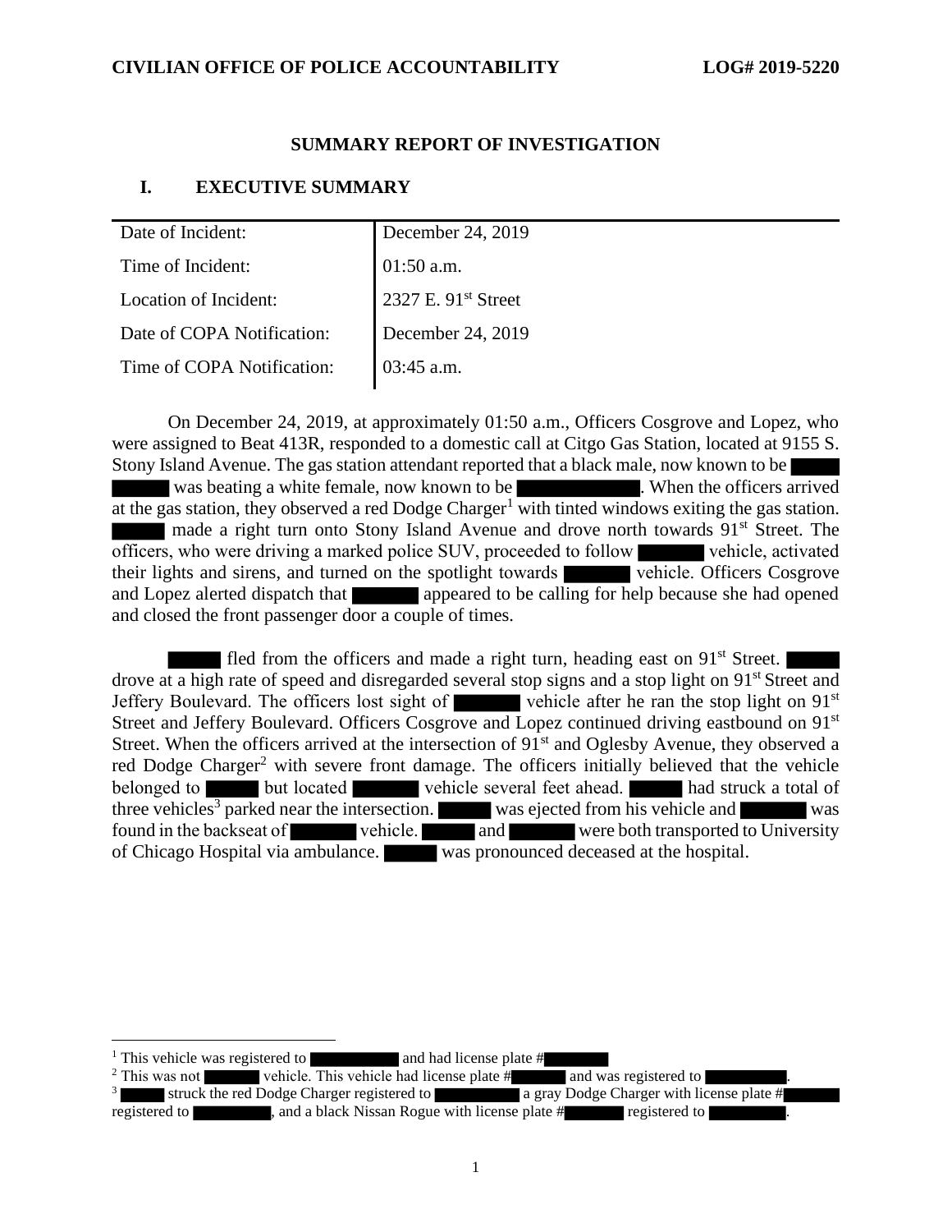## SUMMARY REPORT OF INVESTIGATION

## I. EXECUTIVE SUMMARY

| | |
|---|---|
| Date of Incident: | December 24, 2019 |
| Time of Incident: | 01:50 a.m. |
| Location of Incident: | 2327 E. 91st Street |
| Date of COPA Notification: | December 24, 2019 |
| Time of COPA Notification: | 03:45 a.m. |

On December 24, 2019, at approximately 01:50 a.m., Officers Cosgrove and Lopez, who were assigned to Beat 413R, responded to a domestic call at Citgo Gas Station, located at 9155 S. Stony Island Avenue. The gas station attendant reported that a black male, now known to be ███ ███ was beating a white female, now known to be ███. When the officers arrived at the gas station, they observed a red Dodge Charger[1] with tinted windows exiting the gas station. ███ made a right turn onto Stony Island Avenue and drove north towards 91st Street. The officers, who were driving a marked police SUV, proceeded to follow ███ vehicle, activated their lights and sirens, and turned on the spotlight towards ███ vehicle. Officers Cosgrove and Lopez alerted dispatch that ███ appeared to be calling for help because she had opened and closed the front passenger door a couple of times.

███ fled from the officers and made a right turn, heading east on 91st Street. ███ drove at a high rate of speed and disregarded several stop signs and a stop light on 91st Street and Jeffery Boulevard. The officers lost sight of ███ vehicle after he ran the stop light on 91st Street and Jeffery Boulevard. Officers Cosgrove and Lopez continued driving eastbound on 91st Street. When the officers arrived at the intersection of 91st and Oglesby Avenue, they observed a red Dodge Charger[2] with severe front damage. The officers initially believed that the vehicle belonged to ███ but located ███ vehicle several feet ahead. ███ had struck a total of three vehicles[3] parked near the intersection. ███ was ejected from his vehicle and ███ was found in the backseat of ███ vehicle. ███ and ███ were both transported to University of Chicago Hospital via ambulance. ███ was pronounced deceased at the hospital.

---

[1] This vehicle was registered to ███ and had license plate #███

[2] This was not ███ vehicle. This vehicle had license plate #███ and was registered to ███.

[3] ███ struck the red Dodge Charger registered to ███ a gray Dodge Charger with license plate #███ registered to ███, and a black Nissan Rogue with license plate #███ registered to ███.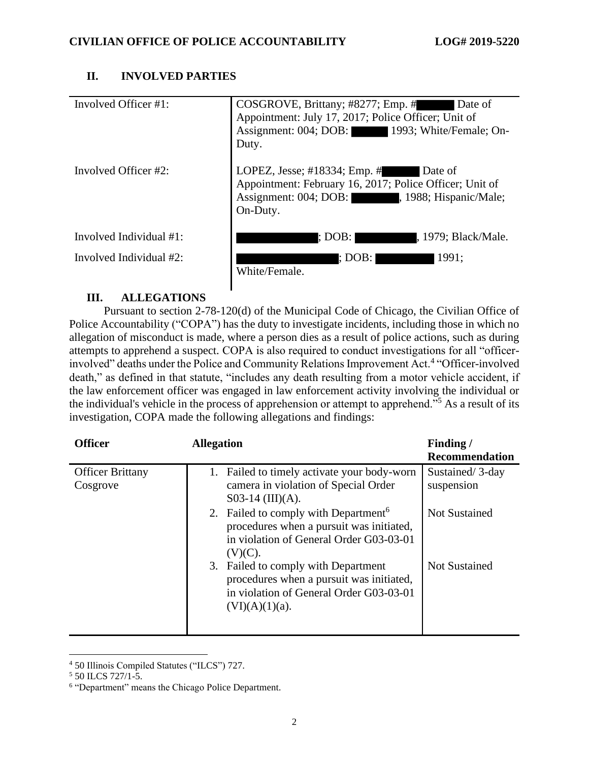## II. INVOLVED PARTIES

| | |
|---|---|
| Involved Officer #1: | COSGROVE, Brittany; #8277; Emp. # Date of Appointment: July 17, 2017; Police Officer; Unit of Assignment: 004; DOB: 1993; White/Female; On-Duty. |
| Involved Officer #2: | LOPEZ, Jesse; #18334; Emp. # Date of Appointment: February 16, 2017; Police Officer; Unit of Assignment: 004; DOB: , 1988; Hispanic/Male; On-Duty. |
| Involved Individual #1: | ; DOB: , 1979; Black/Male. |
| Involved Individual #2: | ; DOB: 1991; White/Female. |

## III. ALLEGATIONS

Pursuant to section 2-78-120(d) of the Municipal Code of Chicago, the Civilian Office of Police Accountability ("COPA") has the duty to investigate incidents, including those in which no allegation of misconduct is made, where a person dies as a result of police actions, such as during attempts to apprehend a suspect. COPA is also required to conduct investigations for all "officer-involved" deaths under the Police and Community Relations Improvement Act.[4] "Officer-involved death," as defined in that statute, "includes any death resulting from a motor vehicle accident, if the law enforcement officer was engaged in law enforcement activity involving the individual or the individual's vehicle in the process of apprehension or attempt to apprehend."[5] As a result of its investigation, COPA made the following allegations and findings:

| Officer | Allegation | Finding / Recommendation |
|---|---|---|
| Officer Brittany Cosgrove | 1. Failed to timely activate your body-worn camera in violation of Special Order S03-14 (III)(A). | Sustained/ 3-day suspension |
| | 2. Failed to comply with Department[6] procedures when a pursuit was initiated, in violation of General Order G03-03-01 (V)(C). | Not Sustained |
| | 3. Failed to comply with Department procedures when a pursuit was initiated, in violation of General Order G03-03-01 (VI)(A)(1)(a). | Not Sustained |

---

[4] 50 Illinois Compiled Statutes ("ILCS") 727.

[5] 50 ILCS 727/1-5.

[6] "Department" means the Chicago Police Department.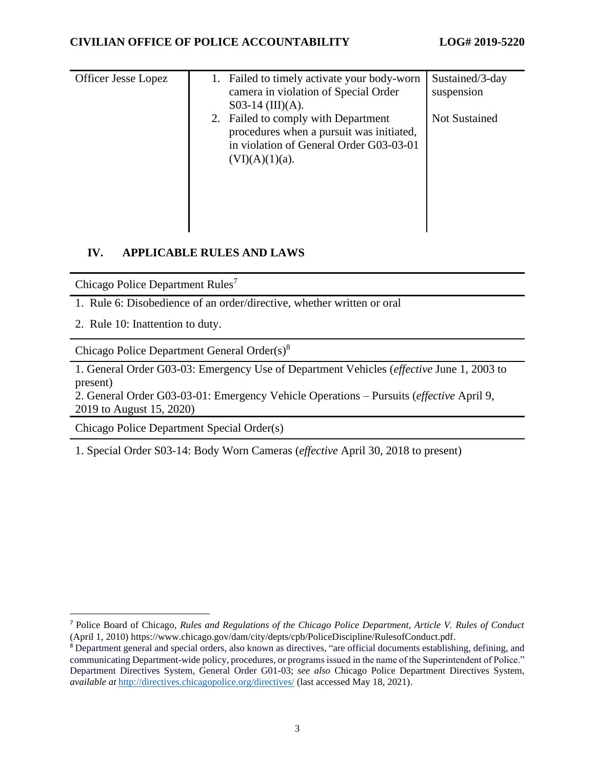| Officer Jesse Lopez | 1. Failed to timely activate your body-worn camera in violation of Special Order S03-14 (III)(A). | Sustained/3-day suspension |
|---|---|---|
| | 2. Failed to comply with Department procedures when a pursuit was initiated, in violation of General Order G03-03-01 (VI)(A)(1)(a). | Not Sustained |

## IV. APPLICABLE RULES AND LAWS

| Chicago Police Department Rules[7] |
|---|
| 1. Rule 6: Disobedience of an order/directive, whether written or oral |
| 2. Rule 10: Inattention to duty. |

| Chicago Police Department General Order(s)[8] |
|---|
| 1. General Order G03-03: Emergency Use of Department Vehicles (*effective* June 1, 2003 to present)<br>2. General Order G03-03-01: Emergency Vehicle Operations – Pursuits (*effective* April 9, 2019 to August 15, 2020) |

| Chicago Police Department Special Order(s) |
|---|
| 1. Special Order S03-14: Body Worn Cameras (*effective* April 30, 2018 to present) |

---

[7] Police Board of Chicago, *Rules and Regulations of the Chicago Police Department, Article V. Rules of Conduct* (April 1, 2010) https://www.chicago.gov/dam/city/depts/cpb/PoliceDiscipline/RulesofConduct.pdf.

[8] Department general and special orders, also known as directives, "are official documents establishing, defining, and communicating Department-wide policy, procedures, or programs issued in the name of the Superintendent of Police." Department Directives System, General Order G01-03; *see also* Chicago Police Department Directives System, *available at* http://directives.chicagopolice.org/directives/ (last accessed May 18, 2021).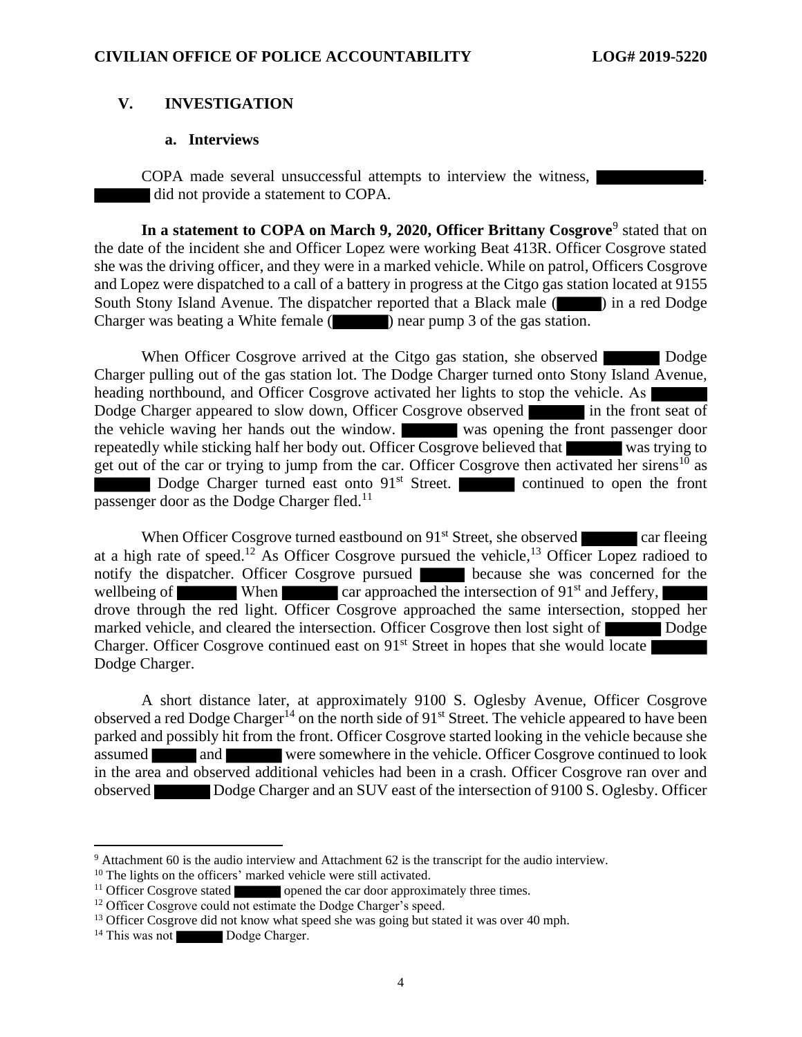## V. INVESTIGATION

### a. Interviews

COPA made several unsuccessful attempts to interview the witness, [REDACTED]. [REDACTED] did not provide a statement to COPA.

**In a statement to COPA on March 9, 2020, Officer Brittany Cosgrove**[9] stated that on the date of the incident she and Officer Lopez were working Beat 413R. Officer Cosgrove stated she was the driving officer, and they were in a marked vehicle. While on patrol, Officers Cosgrove and Lopez were dispatched to a call of a battery in progress at the Citgo gas station located at 9155 South Stony Island Avenue. The dispatcher reported that a Black male ([REDACTED]) in a red Dodge Charger was beating a White female ([REDACTED]) near pump 3 of the gas station.

When Officer Cosgrove arrived at the Citgo gas station, she observed [REDACTED] Dodge Charger pulling out of the gas station lot. The Dodge Charger turned onto Stony Island Avenue, heading northbound, and Officer Cosgrove activated her lights to stop the vehicle. As [REDACTED] Dodge Charger appeared to slow down, Officer Cosgrove observed [REDACTED] in the front seat of the vehicle waving her hands out the window. [REDACTED] was opening the front passenger door repeatedly while sticking half her body out. Officer Cosgrove believed that [REDACTED] was trying to get out of the car or trying to jump from the car. Officer Cosgrove then activated her sirens[10] as [REDACTED] Dodge Charger turned east onto 91st Street. [REDACTED] continued to open the front passenger door as the Dodge Charger fled.[11]

When Officer Cosgrove turned eastbound on 91st Street, she observed [REDACTED] car fleeing at a high rate of speed.[12] As Officer Cosgrove pursued the vehicle,[13] Officer Lopez radioed to notify the dispatcher. Officer Cosgrove pursued [REDACTED] because she was concerned for the wellbeing of [REDACTED] When [REDACTED] car approached the intersection of 91st and Jeffery, [REDACTED] drove through the red light. Officer Cosgrove approached the same intersection, stopped her marked vehicle, and cleared the intersection. Officer Cosgrove then lost sight of [REDACTED] Dodge Charger. Officer Cosgrove continued east on 91st Street in hopes that she would locate [REDACTED] Dodge Charger.

A short distance later, at approximately 9100 S. Oglesby Avenue, Officer Cosgrove observed a red Dodge Charger[14] on the north side of 91st Street. The vehicle appeared to have been parked and possibly hit from the front. Officer Cosgrove started looking in the vehicle because she assumed [REDACTED] and [REDACTED] were somewhere in the vehicle. Officer Cosgrove continued to look in the area and observed additional vehicles had been in a crash. Officer Cosgrove ran over and observed [REDACTED] Dodge Charger and an SUV east of the intersection of 9100 S. Oglesby. Officer

---

[9] Attachment 60 is the audio interview and Attachment 62 is the transcript for the audio interview.

[10] The lights on the officers' marked vehicle were still activated.

[11] Officer Cosgrove stated [REDACTED] opened the car door approximately three times.

[12] Officer Cosgrove could not estimate the Dodge Charger's speed.

[13] Officer Cosgrove did not know what speed she was going but stated it was over 40 mph.

[14] This was not [REDACTED] Dodge Charger.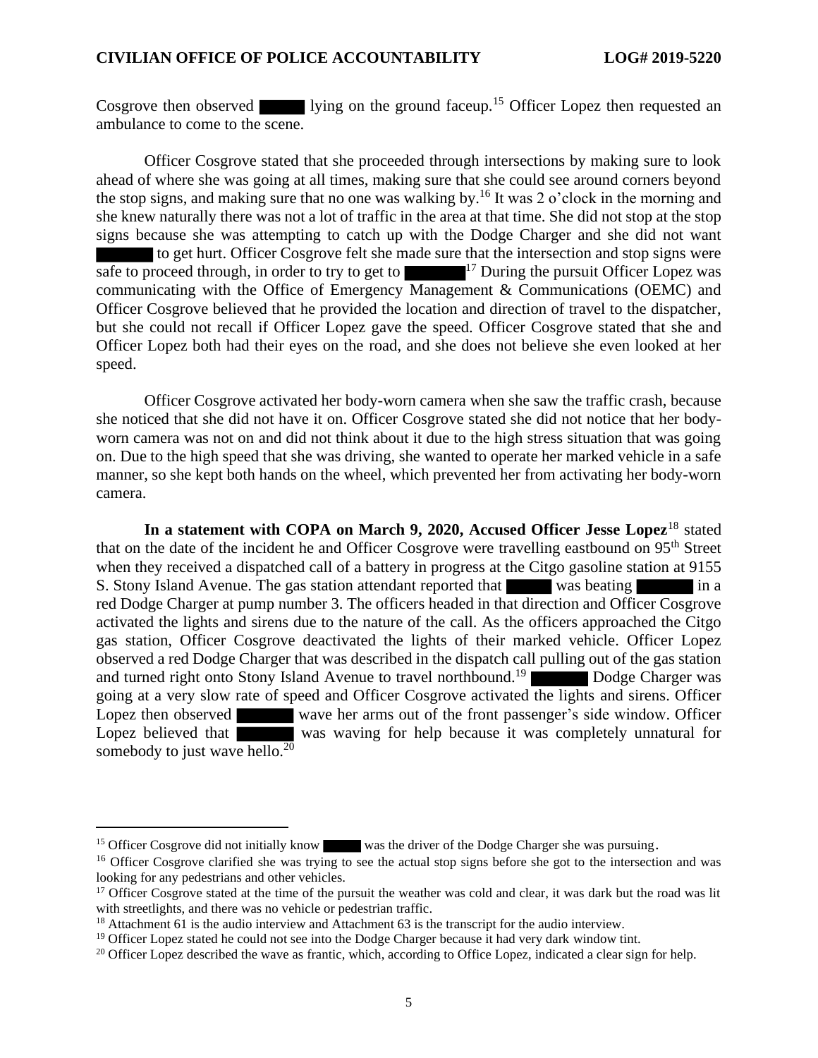Cosgrove then observed ████ lying on the ground faceup.[15] Officer Lopez then requested an ambulance to come to the scene.

Officer Cosgrove stated that she proceeded through intersections by making sure to look ahead of where she was going at all times, making sure that she could see around corners beyond the stop signs, and making sure that no one was walking by.[16] It was 2 o'clock in the morning and she knew naturally there was not a lot of traffic in the area at that time. She did not stop at the stop signs because she was attempting to catch up with the Dodge Charger and she did not want ████ to get hurt. Officer Cosgrove felt she made sure that the intersection and stop signs were safe to proceed through, in order to try to get to ████[17] During the pursuit Officer Lopez was communicating with the Office of Emergency Management & Communications (OEMC) and Officer Cosgrove believed that he provided the location and direction of travel to the dispatcher, but she could not recall if Officer Lopez gave the speed. Officer Cosgrove stated that she and Officer Lopez both had their eyes on the road, and she does not believe she even looked at her speed.

Officer Cosgrove activated her body-worn camera when she saw the traffic crash, because she noticed that she did not have it on. Officer Cosgrove stated she did not notice that her body-worn camera was not on and did not think about it due to the high stress situation that was going on. Due to the high speed that she was driving, she wanted to operate her marked vehicle in a safe manner, so she kept both hands on the wheel, which prevented her from activating her body-worn camera.

**In a statement with COPA on March 9, 2020, Accused Officer Jesse Lopez**[18] stated that on the date of the incident he and Officer Cosgrove were travelling eastbound on 95th Street when they received a dispatched call of a battery in progress at the Citgo gasoline station at 9155 S. Stony Island Avenue. The gas station attendant reported that ████ was beating ████ in a red Dodge Charger at pump number 3. The officers headed in that direction and Officer Cosgrove activated the lights and sirens due to the nature of the call. As the officers approached the Citgo gas station, Officer Cosgrove deactivated the lights of their marked vehicle. Officer Lopez observed a red Dodge Charger that was described in the dispatch call pulling out of the gas station and turned right onto Stony Island Avenue to travel northbound.[19] ████ Dodge Charger was going at a very slow rate of speed and Officer Cosgrove activated the lights and sirens. Officer Lopez then observed ████ wave her arms out of the front passenger's side window. Officer Lopez believed that ████ was waving for help because it was completely unnatural for somebody to just wave hello.[20]

---

[15] Officer Cosgrove did not initially know ████ was the driver of the Dodge Charger she was pursuing.

[16] Officer Cosgrove clarified she was trying to see the actual stop signs before she got to the intersection and was looking for any pedestrians and other vehicles.

[17] Officer Cosgrove stated at the time of the pursuit the weather was cold and clear, it was dark but the road was lit with streetlights, and there was no vehicle or pedestrian traffic.

[18] Attachment 61 is the audio interview and Attachment 63 is the transcript for the audio interview.

[19] Officer Lopez stated he could not see into the Dodge Charger because it had very dark window tint.

[20] Officer Lopez described the wave as frantic, which, according to Office Lopez, indicated a clear sign for help.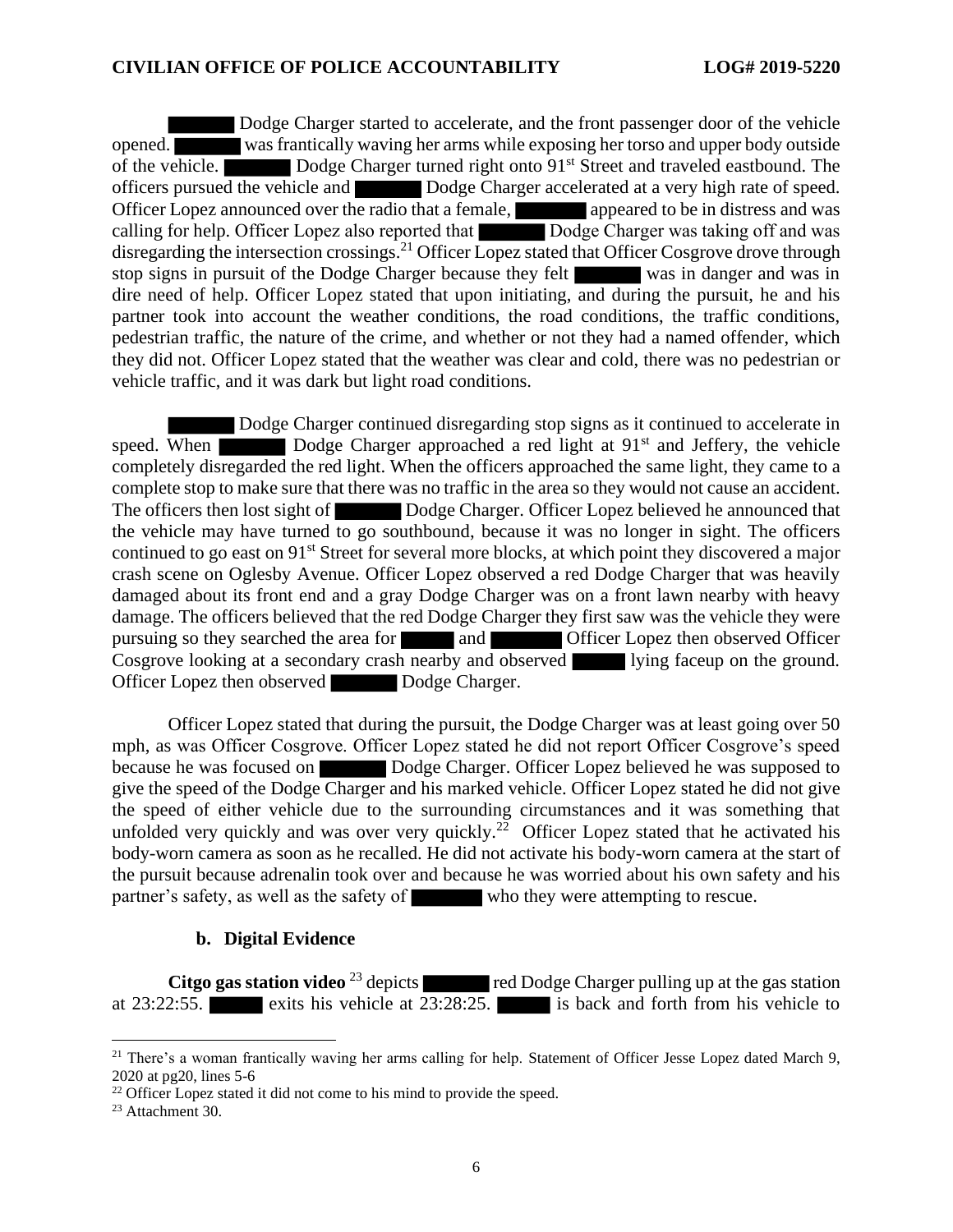Dodge Charger started to accelerate, and the front passenger door of the vehicle opened. was frantically waving her arms while exposing her torso and upper body outside of the vehicle. Dodge Charger turned right onto 91st Street and traveled eastbound. The officers pursued the vehicle and Dodge Charger accelerated at a very high rate of speed. Officer Lopez announced over the radio that a female, appeared to be in distress and was calling for help. Officer Lopez also reported that Dodge Charger was taking off and was disregarding the intersection crossings.[21] Officer Lopez stated that Officer Cosgrove drove through stop signs in pursuit of the Dodge Charger because they felt was in danger and was in dire need of help. Officer Lopez stated that upon initiating, and during the pursuit, he and his partner took into account the weather conditions, the road conditions, the traffic conditions, pedestrian traffic, the nature of the crime, and whether or not they had a named offender, which they did not. Officer Lopez stated that the weather was clear and cold, there was no pedestrian or vehicle traffic, and it was dark but light road conditions.

Dodge Charger continued disregarding stop signs as it continued to accelerate in speed. When Dodge Charger approached a red light at 91st and Jeffery, the vehicle completely disregarded the red light. When the officers approached the same light, they came to a complete stop to make sure that there was no traffic in the area so they would not cause an accident. The officers then lost sight of Dodge Charger. Officer Lopez believed he announced that the vehicle may have turned to go southbound, because it was no longer in sight. The officers continued to go east on 91st Street for several more blocks, at which point they discovered a major crash scene on Oglesby Avenue. Officer Lopez observed a red Dodge Charger that was heavily damaged about its front end and a gray Dodge Charger was on a front lawn nearby with heavy damage. The officers believed that the red Dodge Charger they first saw was the vehicle they were pursuing so they searched the area for and Officer Lopez then observed Officer Cosgrove looking at a secondary crash nearby and observed lying faceup on the ground. Officer Lopez then observed Dodge Charger.

Officer Lopez stated that during the pursuit, the Dodge Charger was at least going over 50 mph, as was Officer Cosgrove. Officer Lopez stated he did not report Officer Cosgrove's speed because he was focused on Dodge Charger. Officer Lopez believed he was supposed to give the speed of the Dodge Charger and his marked vehicle. Officer Lopez stated he did not give the speed of either vehicle due to the surrounding circumstances and it was something that unfolded very quickly and was over very quickly.[22] Officer Lopez stated that he activated his body-worn camera as soon as he recalled. He did not activate his body-worn camera at the start of the pursuit because adrenalin took over and because he was worried about his own safety and his partner's safety, as well as the safety of who they were attempting to rescue.

### b. Digital Evidence

**Citgo gas station video** [23] depicts red Dodge Charger pulling up at the gas station at 23:22:55. exits his vehicle at 23:28:25. is back and forth from his vehicle to

---

[21] There's a woman frantically waving her arms calling for help. Statement of Officer Jesse Lopez dated March 9, 2020 at pg20, lines 5-6

[22] Officer Lopez stated it did not come to his mind to provide the speed.

[23] Attachment 30.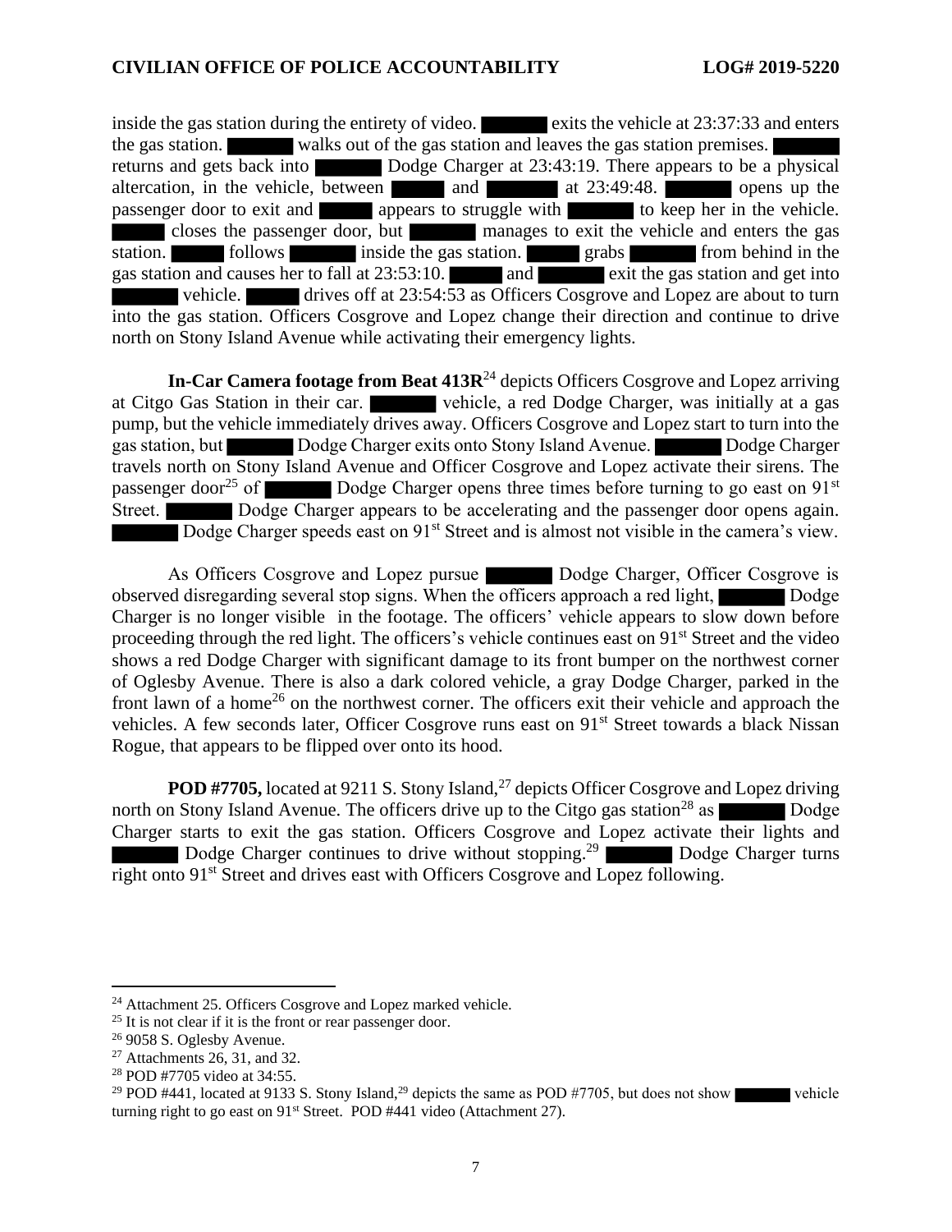inside the gas station during the entirety of video. ██████ exits the vehicle at 23:37:33 and enters the gas station. ██████ walks out of the gas station and leaves the gas station premises. ██████ returns and gets back into ██████ Dodge Charger at 23:43:19. There appears to be a physical altercation, in the vehicle, between ██████ and ██████ at 23:49:48. ██████ opens up the passenger door to exit and ██████ appears to struggle with ██████ to keep her in the vehicle. ██████ closes the passenger door, but ██████ manages to exit the vehicle and enters the gas station. ██████ follows ██████ inside the gas station. ██████ grabs ██████ from behind in the gas station and causes her to fall at 23:53:10. ██████ and ██████ exit the gas station and get into ██████ vehicle. ██████ drives off at 23:54:53 as Officers Cosgrove and Lopez are about to turn into the gas station. Officers Cosgrove and Lopez change their direction and continue to drive north on Stony Island Avenue while activating their emergency lights.

**In-Car Camera footage from Beat 413R**[24] depicts Officers Cosgrove and Lopez arriving at Citgo Gas Station in their car. ██████ vehicle, a red Dodge Charger, was initially at a gas pump, but the vehicle immediately drives away. Officers Cosgrove and Lopez start to turn into the gas station, but ██████ Dodge Charger exits onto Stony Island Avenue. ██████ Dodge Charger travels north on Stony Island Avenue and Officer Cosgrove and Lopez activate their sirens. The passenger door[25] of ██████ Dodge Charger opens three times before turning to go east on 91st Street. ██████ Dodge Charger appears to be accelerating and the passenger door opens again. ██████ Dodge Charger speeds east on 91st Street and is almost not visible in the camera's view.

As Officers Cosgrove and Lopez pursue ██████ Dodge Charger, Officer Cosgrove is observed disregarding several stop signs. When the officers approach a red light, ██████ Dodge Charger is no longer visible in the footage. The officers' vehicle appears to slow down before proceeding through the red light. The officers's vehicle continues east on 91st Street and the video shows a red Dodge Charger with significant damage to its front bumper on the northwest corner of Oglesby Avenue. There is also a dark colored vehicle, a gray Dodge Charger, parked in the front lawn of a home[26] on the northwest corner. The officers exit their vehicle and approach the vehicles. A few seconds later, Officer Cosgrove runs east on 91st Street towards a black Nissan Rogue, that appears to be flipped over onto its hood.

**POD #7705,** located at 9211 S. Stony Island,[27] depicts Officer Cosgrove and Lopez driving north on Stony Island Avenue. The officers drive up to the Citgo gas station[28] as ██████ Dodge Charger starts to exit the gas station. Officers Cosgrove and Lopez activate their lights and ██████ Dodge Charger continues to drive without stopping.[29] ██████ Dodge Charger turns right onto 91st Street and drives east with Officers Cosgrove and Lopez following.

---

[24] Attachment 25. Officers Cosgrove and Lopez marked vehicle.

[25] It is not clear if it is the front or rear passenger door.

[26] 9058 S. Oglesby Avenue.

[27] Attachments 26, 31, and 32.

[28] POD #7705 video at 34:55.

[29] POD #441, located at 9133 S. Stony Island,[29] depicts the same as POD #7705, but does not show ██████ vehicle turning right to go east on 91st Street. POD #441 video (Attachment 27).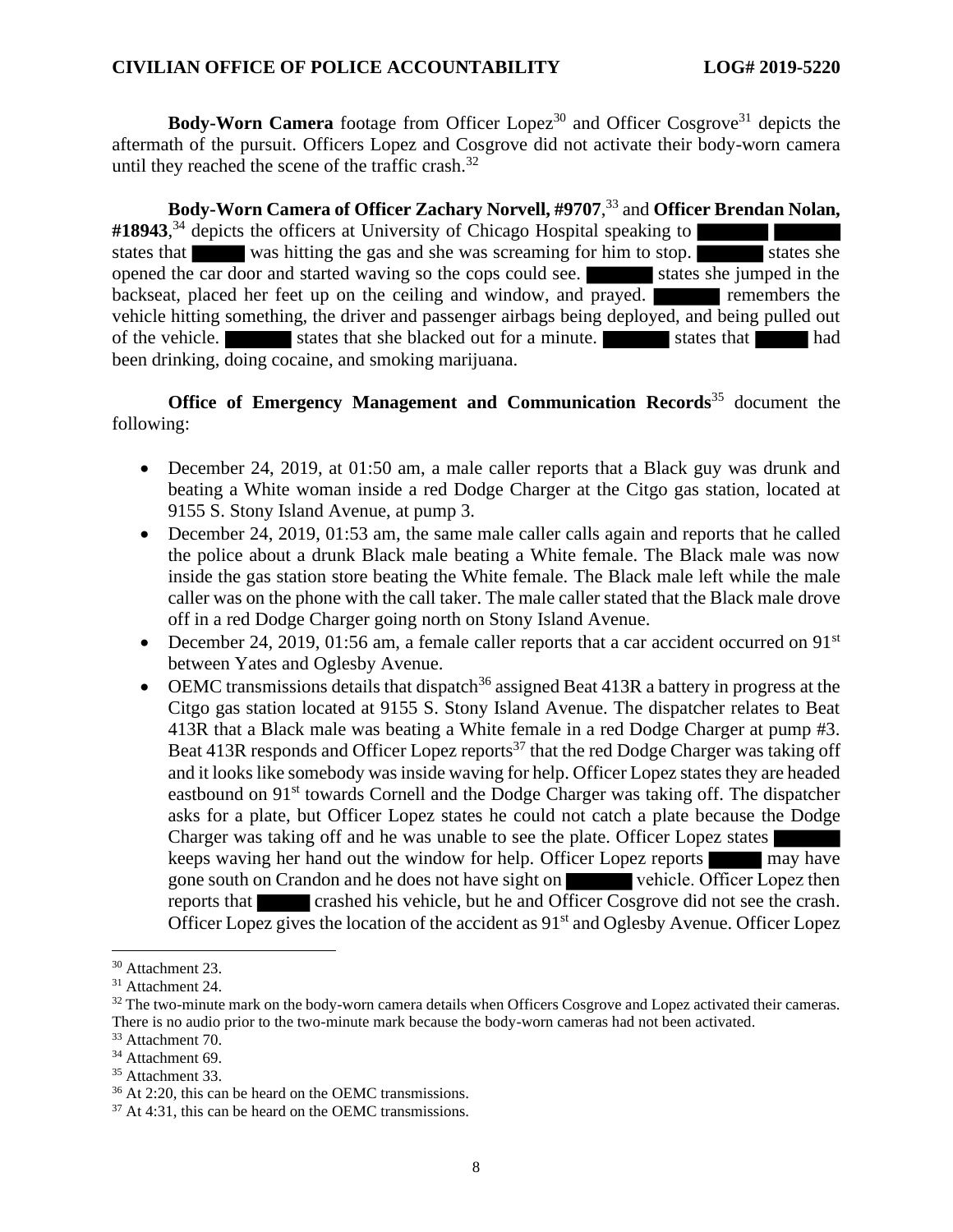**Body-Worn Camera** footage from Officer Lopez[30] and Officer Cosgrove[31] depicts the aftermath of the pursuit. Officers Lopez and Cosgrove did not activate their body-worn camera until they reached the scene of the traffic crash.[32]

**Body-Worn Camera of Officer Zachary Norvell, #9707**,[33] and **Officer Brendan Nolan, #18943**,[34] depicts the officers at University of Chicago Hospital speaking to ██████ ██████ states that █████ was hitting the gas and she was screaming for him to stop. ██████ states she opened the car door and started waving so the cops could see. ██████ states she jumped in the backseat, placed her feet up on the ceiling and window, and prayed. ██████ remembers the vehicle hitting something, the driver and passenger airbags being deployed, and being pulled out of the vehicle. ██████ states that she blacked out for a minute. ██████ states that █████ had been drinking, doing cocaine, and smoking marijuana.

**Office of Emergency Management and Communication Records**[35] document the following:

- December 24, 2019, at 01:50 am, a male caller reports that a Black guy was drunk and beating a White woman inside a red Dodge Charger at the Citgo gas station, located at 9155 S. Stony Island Avenue, at pump 3.
- December 24, 2019, 01:53 am, the same male caller calls again and reports that he called the police about a drunk Black male beating a White female. The Black male was now inside the gas station store beating the White female. The Black male left while the male caller was on the phone with the call taker. The male caller stated that the Black male drove off in a red Dodge Charger going north on Stony Island Avenue.
- December 24, 2019, 01:56 am, a female caller reports that a car accident occurred on 91st between Yates and Oglesby Avenue.
- OEMC transmissions details that dispatch[36] assigned Beat 413R a battery in progress at the Citgo gas station located at 9155 S. Stony Island Avenue. The dispatcher relates to Beat 413R that a Black male was beating a White female in a red Dodge Charger at pump #3. Beat 413R responds and Officer Lopez reports[37] that the red Dodge Charger was taking off and it looks like somebody was inside waving for help. Officer Lopez states they are headed eastbound on 91st towards Cornell and the Dodge Charger was taking off. The dispatcher asks for a plate, but Officer Lopez states he could not catch a plate because the Dodge Charger was taking off and he was unable to see the plate. Officer Lopez states ██████ keeps waving her hand out the window for help. Officer Lopez reports █████ may have gone south on Crandon and he does not have sight on ██████ vehicle. Officer Lopez then reports that █████ crashed his vehicle, but he and Officer Cosgrove did not see the crash. Officer Lopez gives the location of the accident as 91st and Oglesby Avenue. Officer Lopez

---

[30] Attachment 23.

[31] Attachment 24.

[32] The two-minute mark on the body-worn camera details when Officers Cosgrove and Lopez activated their cameras. There is no audio prior to the two-minute mark because the body-worn cameras had not been activated.

[33] Attachment 70.

[34] Attachment 69.

[35] Attachment 33.

[36] At 2:20, this can be heard on the OEMC transmissions.

[37] At 4:31, this can be heard on the OEMC transmissions.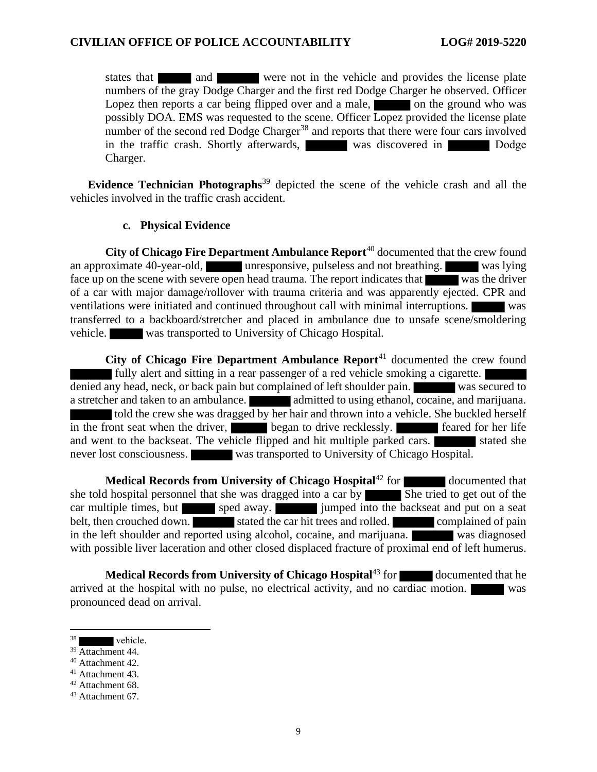states that ▇▇▇ and ▇▇▇ were not in the vehicle and provides the license plate numbers of the gray Dodge Charger and the first red Dodge Charger he observed. Officer Lopez then reports a car being flipped over and a male, ▇▇▇ on the ground who was possibly DOA. EMS was requested to the scene. Officer Lopez provided the license plate number of the second red Dodge Charger[38] and reports that there were four cars involved in the traffic crash. Shortly afterwards, ▇▇▇ was discovered in ▇▇▇ Dodge Charger.

**Evidence Technician Photographs**[39] depicted the scene of the vehicle crash and all the vehicles involved in the traffic crash accident.

### c. Physical Evidence

**City of Chicago Fire Department Ambulance Report**[40] documented that the crew found an approximate 40-year-old, ▇▇▇ unresponsive, pulseless and not breathing. ▇▇▇ was lying face up on the scene with severe open head trauma. The report indicates that ▇▇▇ was the driver of a car with major damage/rollover with trauma criteria and was apparently ejected. CPR and ventilations were initiated and continued throughout call with minimal interruptions. ▇▇▇ was transferred to a backboard/stretcher and placed in ambulance due to unsafe scene/smoldering vehicle. ▇▇▇ was transported to University of Chicago Hospital.

**City of Chicago Fire Department Ambulance Report**[41] documented the crew found ▇▇▇ fully alert and sitting in a rear passenger of a red vehicle smoking a cigarette. ▇▇▇ denied any head, neck, or back pain but complained of left shoulder pain. ▇▇▇ was secured to a stretcher and taken to an ambulance. ▇▇▇ admitted to using ethanol, cocaine, and marijuana. ▇▇▇ told the crew she was dragged by her hair and thrown into a vehicle. She buckled herself in the front seat when the driver, ▇▇▇ began to drive recklessly. ▇▇▇ feared for her life and went to the backseat. The vehicle flipped and hit multiple parked cars. ▇▇▇ stated she never lost consciousness. ▇▇▇ was transported to University of Chicago Hospital.

**Medical Records from University of Chicago Hospital**[42] for ▇▇▇ documented that she told hospital personnel that she was dragged into a car by ▇▇▇ She tried to get out of the car multiple times, but ▇▇▇ sped away. ▇▇▇ jumped into the backseat and put on a seat belt, then crouched down. ▇▇▇ stated the car hit trees and rolled. ▇▇▇ complained of pain in the left shoulder and reported using alcohol, cocaine, and marijuana. ▇▇▇ was diagnosed with possible liver laceration and other closed displaced fracture of proximal end of left humerus.

**Medical Records from University of Chicago Hospital**[43] for ▇▇▇ documented that he arrived at the hospital with no pulse, no electrical activity, and no cardiac motion. ▇▇▇ was pronounced dead on arrival.

---

[38] ▇▇▇ vehicle.
[39] Attachment 44.
[40] Attachment 42.
[41] Attachment 43.
[42] Attachment 68.
[43] Attachment 67.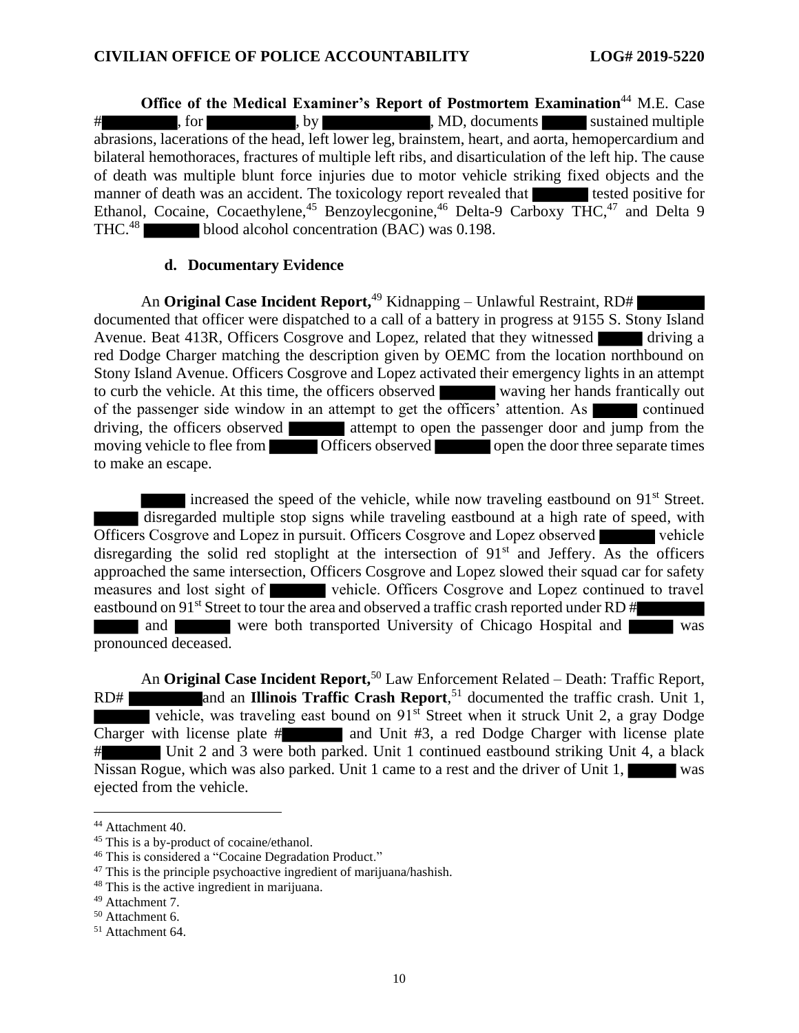**Office of the Medical Examiner's Report of Postmortem Examination**[44] M.E. Case # , for , by , MD, documents sustained multiple abrasions, lacerations of the head, left lower leg, brainstem, heart, and aorta, hemopercardium and bilateral hemothoraces, fractures of multiple left ribs, and disarticulation of the left hip. The cause of death was multiple blunt force injuries due to motor vehicle striking fixed objects and the manner of death was an accident. The toxicology report revealed that tested positive for Ethanol, Cocaine, Cocaethylene,[45] Benzoylecgonine,[46] Delta-9 Carboxy THC,[47] and Delta 9 THC.[48] blood alcohol concentration (BAC) was 0.198.

### d. Documentary Evidence

An **Original Case Incident Report,**[49] Kidnapping – Unlawful Restraint, RD# documented that officer were dispatched to a call of a battery in progress at 9155 S. Stony Island Avenue. Beat 413R, Officers Cosgrove and Lopez, related that they witnessed driving a red Dodge Charger matching the description given by OEMC from the location northbound on Stony Island Avenue. Officers Cosgrove and Lopez activated their emergency lights in an attempt to curb the vehicle. At this time, the officers observed waving her hands frantically out of the passenger side window in an attempt to get the officers' attention. As continued driving, the officers observed attempt to open the passenger door and jump from the moving vehicle to flee from Officers observed open the door three separate times to make an escape.

increased the speed of the vehicle, while now traveling eastbound on 91st Street. disregarded multiple stop signs while traveling eastbound at a high rate of speed, with Officers Cosgrove and Lopez in pursuit. Officers Cosgrove and Lopez observed vehicle disregarding the solid red stoplight at the intersection of 91st and Jeffery. As the officers approached the same intersection, Officers Cosgrove and Lopez slowed their squad car for safety measures and lost sight of vehicle. Officers Cosgrove and Lopez continued to travel eastbound on 91st Street to tour the area and observed a traffic crash reported under RD # and were both transported University of Chicago Hospital and was pronounced deceased.

An **Original Case Incident Report,**[50] Law Enforcement Related – Death: Traffic Report, RD# and an **Illinois Traffic Crash Report**,[51] documented the traffic crash. Unit 1, vehicle, was traveling east bound on 91st Street when it struck Unit 2, a gray Dodge Charger with license plate # and Unit #3, a red Dodge Charger with license plate # Unit 2 and 3 were both parked. Unit 1 continued eastbound striking Unit 4, a black Nissan Rogue, which was also parked. Unit 1 came to a rest and the driver of Unit 1, was ejected from the vehicle.

---

[44] Attachment 40.
[45] This is a by-product of cocaine/ethanol.
[46] This is considered a "Cocaine Degradation Product."
[47] This is the principle psychoactive ingredient of marijuana/hashish.
[48] This is the active ingredient in marijuana.
[49] Attachment 7.
[50] Attachment 6.
[51] Attachment 64.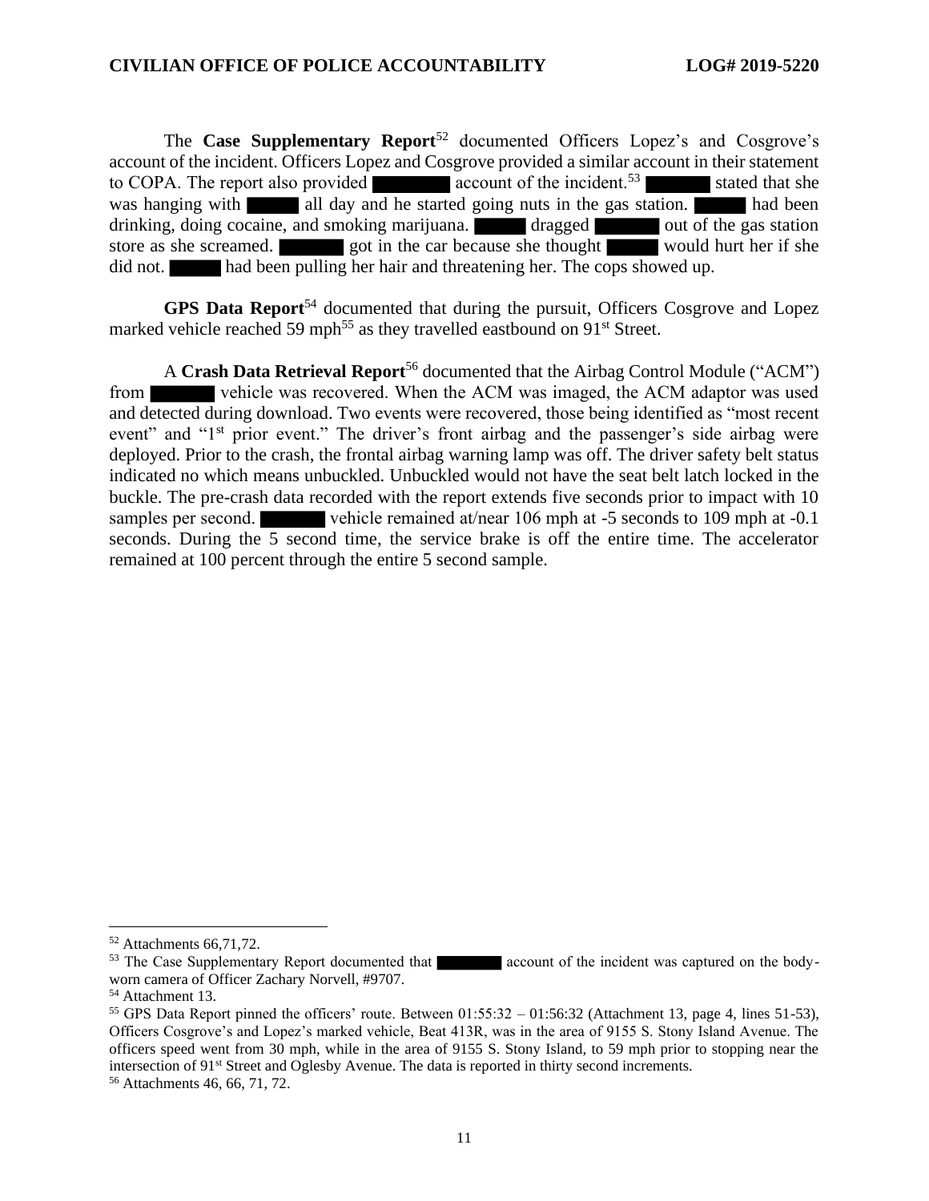The **Case Supplementary Report**[52] documented Officers Lopez's and Cosgrove's account of the incident. Officers Lopez and Cosgrove provided a similar account in their statement to COPA. The report also provided ██████ account of the incident.[53] ██████ stated that she was hanging with █████ all day and he started going nuts in the gas station. █████ had been drinking, doing cocaine, and smoking marijuana. █████ dragged ██████ out of the gas station store as she screamed. ██████ got in the car because she thought █████ would hurt her if she did not. █████ had been pulling her hair and threatening her. The cops showed up.

**GPS Data Report**[54] documented that during the pursuit, Officers Cosgrove and Lopez marked vehicle reached 59 mph[55] as they travelled eastbound on 91st Street.

A **Crash Data Retrieval Report**[56] documented that the Airbag Control Module ("ACM") from ██████ vehicle was recovered. When the ACM was imaged, the ACM adaptor was used and detected during download. Two events were recovered, those being identified as "most recent event" and "1st prior event." The driver's front airbag and the passenger's side airbag were deployed. Prior to the crash, the frontal airbag warning lamp was off. The driver safety belt status indicated no which means unbuckled. Unbuckled would not have the seat belt latch locked in the buckle. The pre-crash data recorded with the report extends five seconds prior to impact with 10 samples per second. ██████ vehicle remained at/near 106 mph at -5 seconds to 109 mph at -0.1 seconds. During the 5 second time, the service brake is off the entire time. The accelerator remained at 100 percent through the entire 5 second sample.

---

[52] Attachments 66,71,72.

[53] The Case Supplementary Report documented that ██████ account of the incident was captured on the body-worn camera of Officer Zachary Norvell, #9707.

[54] Attachment 13.

[55] GPS Data Report pinned the officers' route. Between 01:55:32 – 01:56:32 (Attachment 13, page 4, lines 51-53), Officers Cosgrove's and Lopez's marked vehicle, Beat 413R, was in the area of 9155 S. Stony Island Avenue. The officers speed went from 30 mph, while in the area of 9155 S. Stony Island, to 59 mph prior to stopping near the intersection of 91st Street and Oglesby Avenue. The data is reported in thirty second increments.

[56] Attachments 46, 66, 71, 72.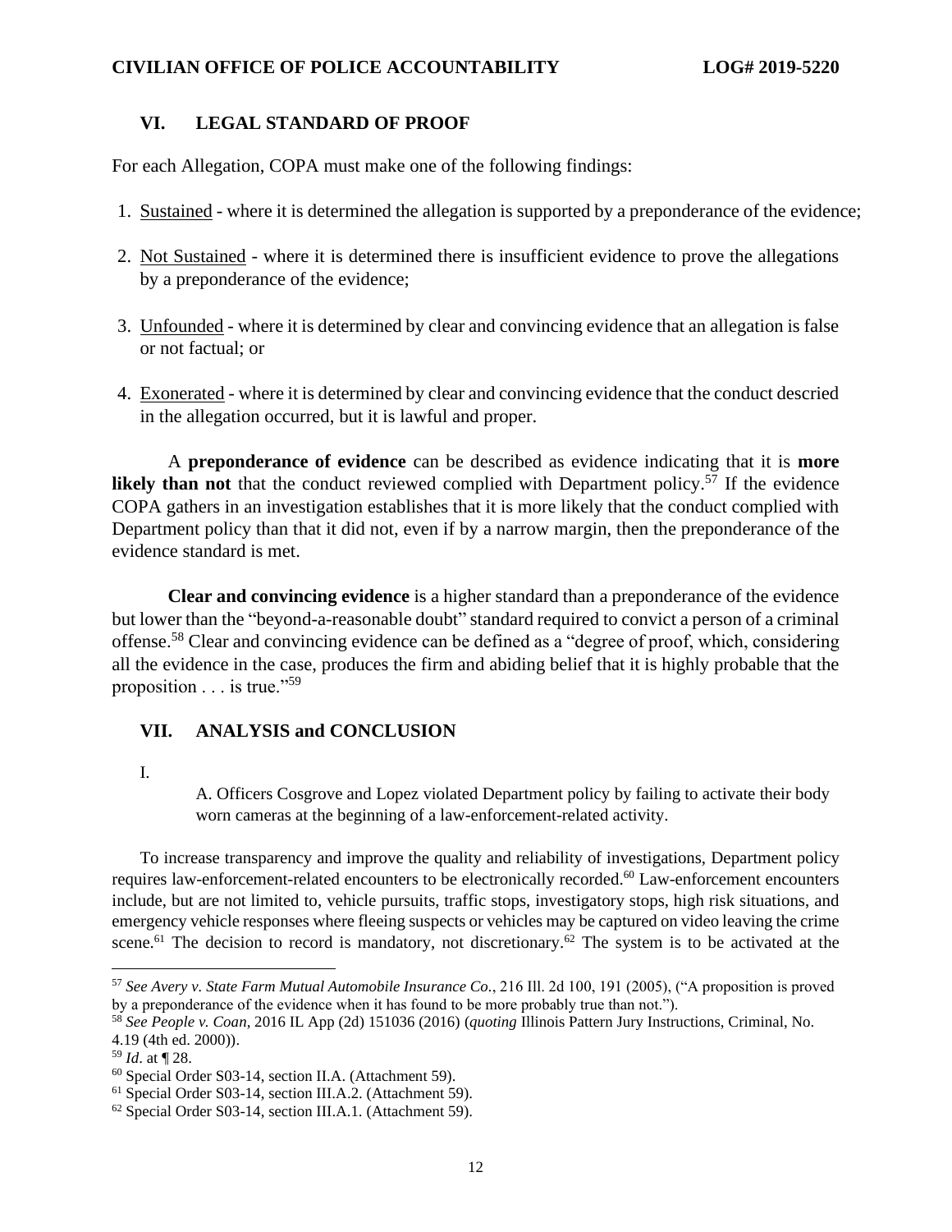## VI. LEGAL STANDARD OF PROOF

For each Allegation, COPA must make one of the following findings:

1. Sustained - where it is determined the allegation is supported by a preponderance of the evidence;
2. Not Sustained - where it is determined there is insufficient evidence to prove the allegations by a preponderance of the evidence;
3. Unfounded - where it is determined by clear and convincing evidence that an allegation is false or not factual; or
4. Exonerated - where it is determined by clear and convincing evidence that the conduct descried in the allegation occurred, but it is lawful and proper.

A **preponderance of evidence** can be described as evidence indicating that it is **more likely than not** that the conduct reviewed complied with Department policy.[57] If the evidence COPA gathers in an investigation establishes that it is more likely that the conduct complied with Department policy than that it did not, even if by a narrow margin, then the preponderance of the evidence standard is met.

**Clear and convincing evidence** is a higher standard than a preponderance of the evidence but lower than the "beyond-a-reasonable doubt" standard required to convict a person of a criminal offense.[58] Clear and convincing evidence can be defined as a "degree of proof, which, considering all the evidence in the case, produces the firm and abiding belief that it is highly probable that the proposition . . . is true."[59]

## VII. ANALYSIS and CONCLUSION

I.

A. Officers Cosgrove and Lopez violated Department policy by failing to activate their body worn cameras at the beginning of a law-enforcement-related activity.

To increase transparency and improve the quality and reliability of investigations, Department policy requires law-enforcement-related encounters to be electronically recorded.[60] Law-enforcement encounters include, but are not limited to, vehicle pursuits, traffic stops, investigatory stops, high risk situations, and emergency vehicle responses where fleeing suspects or vehicles may be captured on video leaving the crime scene.[61] The decision to record is mandatory, not discretionary.[62] The system is to be activated at the

---

[57] *See Avery v. State Farm Mutual Automobile Insurance Co.*, 216 Ill. 2d 100, 191 (2005), ("A proposition is proved by a preponderance of the evidence when it has found to be more probably true than not.").

[58] *See People v. Coan*, 2016 IL App (2d) 151036 (2016) (*quoting* Illinois Pattern Jury Instructions, Criminal, No. 4.19 (4th ed. 2000)).

[59] *Id*. at ¶ 28.

[60] Special Order S03-14, section II.A. (Attachment 59).

[61] Special Order S03-14, section III.A.2. (Attachment 59).

[62] Special Order S03-14, section III.A.1. (Attachment 59).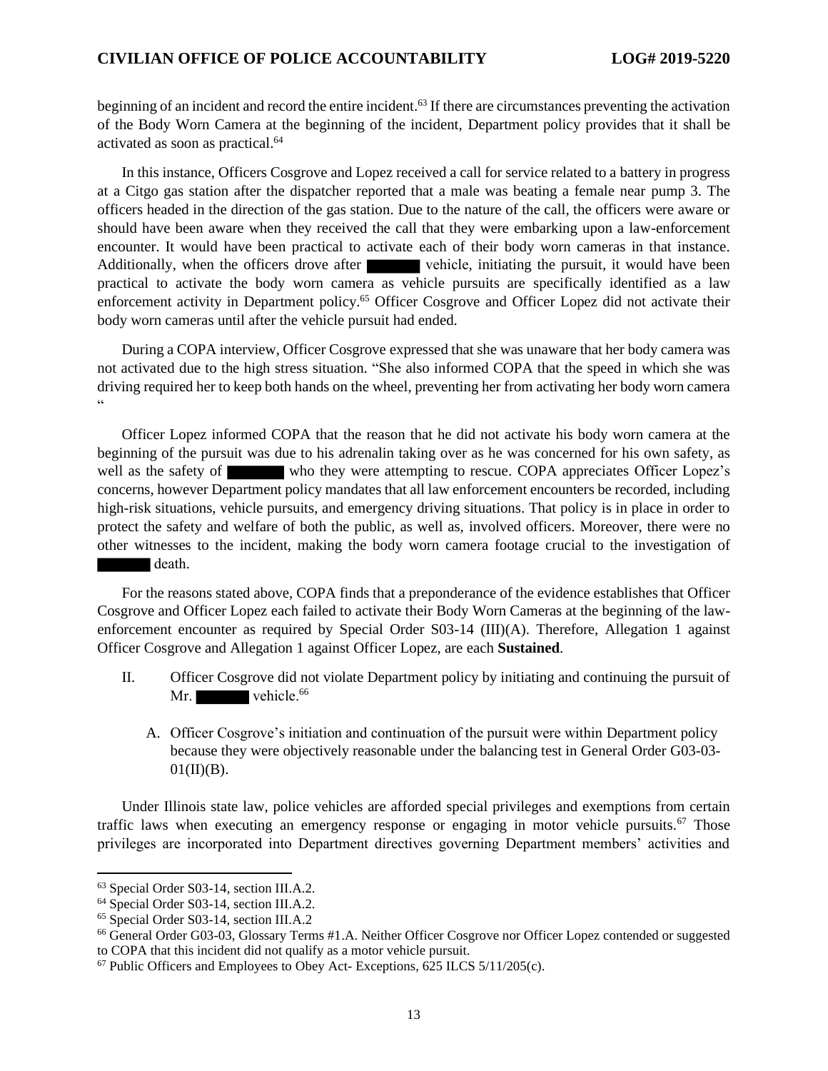beginning of an incident and record the entire incident.[63] If there are circumstances preventing the activation of the Body Worn Camera at the beginning of the incident, Department policy provides that it shall be activated as soon as practical.[64]

In this instance, Officers Cosgrove and Lopez received a call for service related to a battery in progress at a Citgo gas station after the dispatcher reported that a male was beating a female near pump 3. The officers headed in the direction of the gas station. Due to the nature of the call, the officers were aware or should have been aware when they received the call that they were embarking upon a law-enforcement encounter. It would have been practical to activate each of their body worn cameras in that instance. Additionally, when the officers drove after ██████ vehicle, initiating the pursuit, it would have been practical to activate the body worn camera as vehicle pursuits are specifically identified as a law enforcement activity in Department policy.[65] Officer Cosgrove and Officer Lopez did not activate their body worn cameras until after the vehicle pursuit had ended.

During a COPA interview, Officer Cosgrove expressed that she was unaware that her body camera was not activated due to the high stress situation. "She also informed COPA that the speed in which she was driving required her to keep both hands on the wheel, preventing her from activating her body worn camera "

Officer Lopez informed COPA that the reason that he did not activate his body worn camera at the beginning of the pursuit was due to his adrenalin taking over as he was concerned for his own safety, as well as the safety of ██████ who they were attempting to rescue. COPA appreciates Officer Lopez's concerns, however Department policy mandates that all law enforcement encounters be recorded, including high-risk situations, vehicle pursuits, and emergency driving situations. That policy is in place in order to protect the safety and welfare of both the public, as well as, involved officers. Moreover, there were no other witnesses to the incident, making the body worn camera footage crucial to the investigation of ██████ death.

For the reasons stated above, COPA finds that a preponderance of the evidence establishes that Officer Cosgrove and Officer Lopez each failed to activate their Body Worn Cameras at the beginning of the law-enforcement encounter as required by Special Order S03-14 (III)(A). Therefore, Allegation 1 against Officer Cosgrove and Allegation 1 against Officer Lopez, are each **Sustained**.

II. Officer Cosgrove did not violate Department policy by initiating and continuing the pursuit of Mr. ██████ vehicle.[66]

   A. Officer Cosgrove's initiation and continuation of the pursuit were within Department policy because they were objectively reasonable under the balancing test in General Order G03-03-01(II)(B).

Under Illinois state law, police vehicles are afforded special privileges and exemptions from certain traffic laws when executing an emergency response or engaging in motor vehicle pursuits.[67] Those privileges are incorporated into Department directives governing Department members' activities and

---

[63] Special Order S03-14, section III.A.2.

[64] Special Order S03-14, section III.A.2.

[65] Special Order S03-14, section III.A.2

[66] General Order G03-03, Glossary Terms #1.A. Neither Officer Cosgrove nor Officer Lopez contended or suggested to COPA that this incident did not qualify as a motor vehicle pursuit.

[67] Public Officers and Employees to Obey Act- Exceptions, 625 ILCS 5/11/205(c).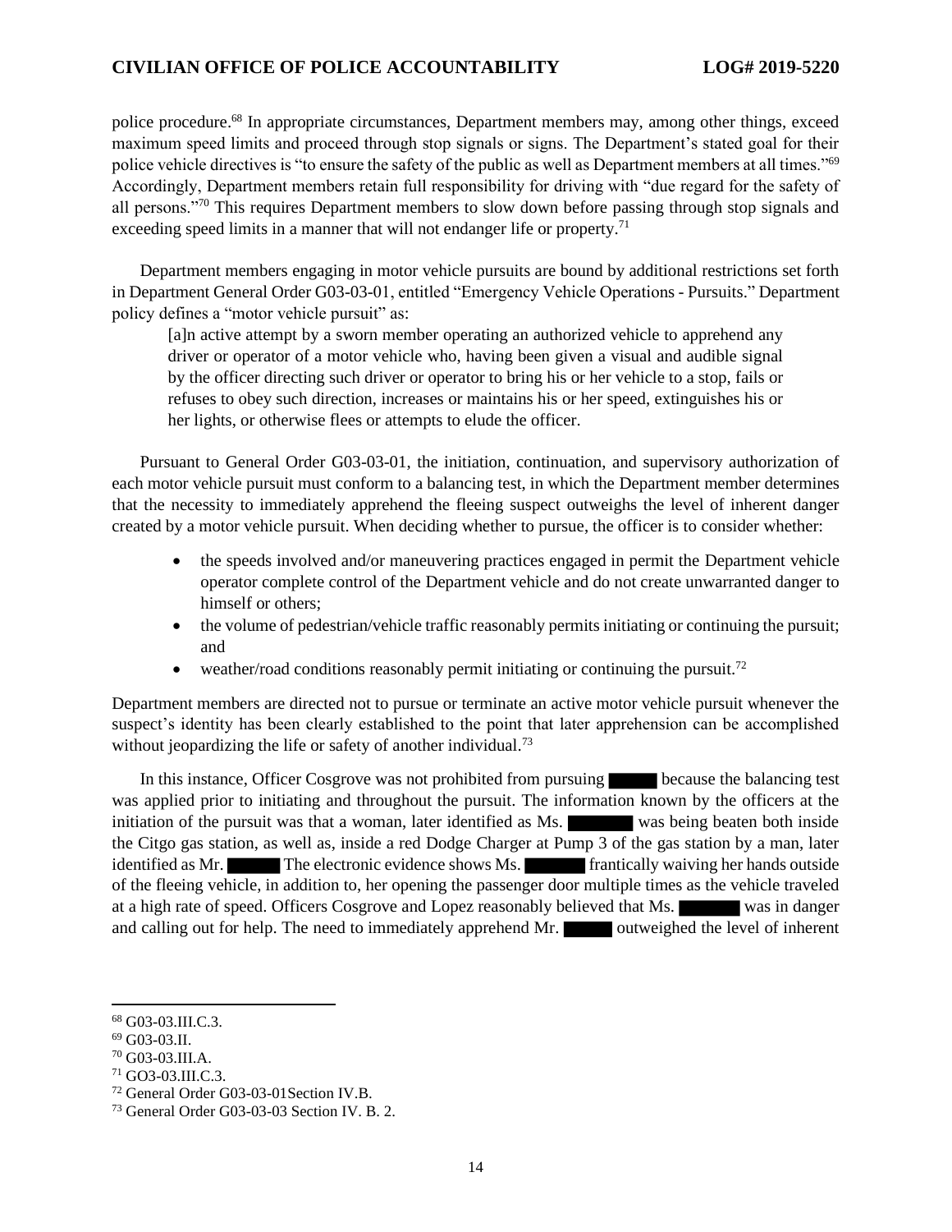police procedure.[68] In appropriate circumstances, Department members may, among other things, exceed maximum speed limits and proceed through stop signals or signs. The Department's stated goal for their police vehicle directives is "to ensure the safety of the public as well as Department members at all times."[69] Accordingly, Department members retain full responsibility for driving with "due regard for the safety of all persons."[70] This requires Department members to slow down before passing through stop signals and exceeding speed limits in a manner that will not endanger life or property.[71]

Department members engaging in motor vehicle pursuits are bound by additional restrictions set forth in Department General Order G03-03-01, entitled "Emergency Vehicle Operations - Pursuits." Department policy defines a "motor vehicle pursuit" as:

> [a]n active attempt by a sworn member operating an authorized vehicle to apprehend any driver or operator of a motor vehicle who, having been given a visual and audible signal by the officer directing such driver or operator to bring his or her vehicle to a stop, fails or refuses to obey such direction, increases or maintains his or her speed, extinguishes his or her lights, or otherwise flees or attempts to elude the officer.

Pursuant to General Order G03-03-01, the initiation, continuation, and supervisory authorization of each motor vehicle pursuit must conform to a balancing test, in which the Department member determines that the necessity to immediately apprehend the fleeing suspect outweighs the level of inherent danger created by a motor vehicle pursuit. When deciding whether to pursue, the officer is to consider whether:

- the speeds involved and/or maneuvering practices engaged in permit the Department vehicle operator complete control of the Department vehicle and do not create unwarranted danger to himself or others;
- the volume of pedestrian/vehicle traffic reasonably permits initiating or continuing the pursuit; and
- weather/road conditions reasonably permit initiating or continuing the pursuit.[72]

Department members are directed not to pursue or terminate an active motor vehicle pursuit whenever the suspect's identity has been clearly established to the point that later apprehension can be accomplished without jeopardizing the life or safety of another individual.[73]

In this instance, Officer Cosgrove was not prohibited from pursuing ███ because the balancing test was applied prior to initiating and throughout the pursuit. The information known by the officers at the initiation of the pursuit was that a woman, later identified as Ms. ███ was being beaten both inside the Citgo gas station, as well as, inside a red Dodge Charger at Pump 3 of the gas station by a man, later identified as Mr. ███ The electronic evidence shows Ms. ███ frantically waiving her hands outside of the fleeing vehicle, in addition to, her opening the passenger door multiple times as the vehicle traveled at a high rate of speed. Officers Cosgrove and Lopez reasonably believed that Ms. ███ was in danger and calling out for help. The need to immediately apprehend Mr. ███ outweighed the level of inherent

---

[68] G03-03.III.C.3.

[69] G03-03.II.

[70] G03-03.III.A.

[71] GO3-03.III.C.3.

[72] General Order G03-03-01Section IV.B.

[73] General Order G03-03-03 Section IV. B. 2.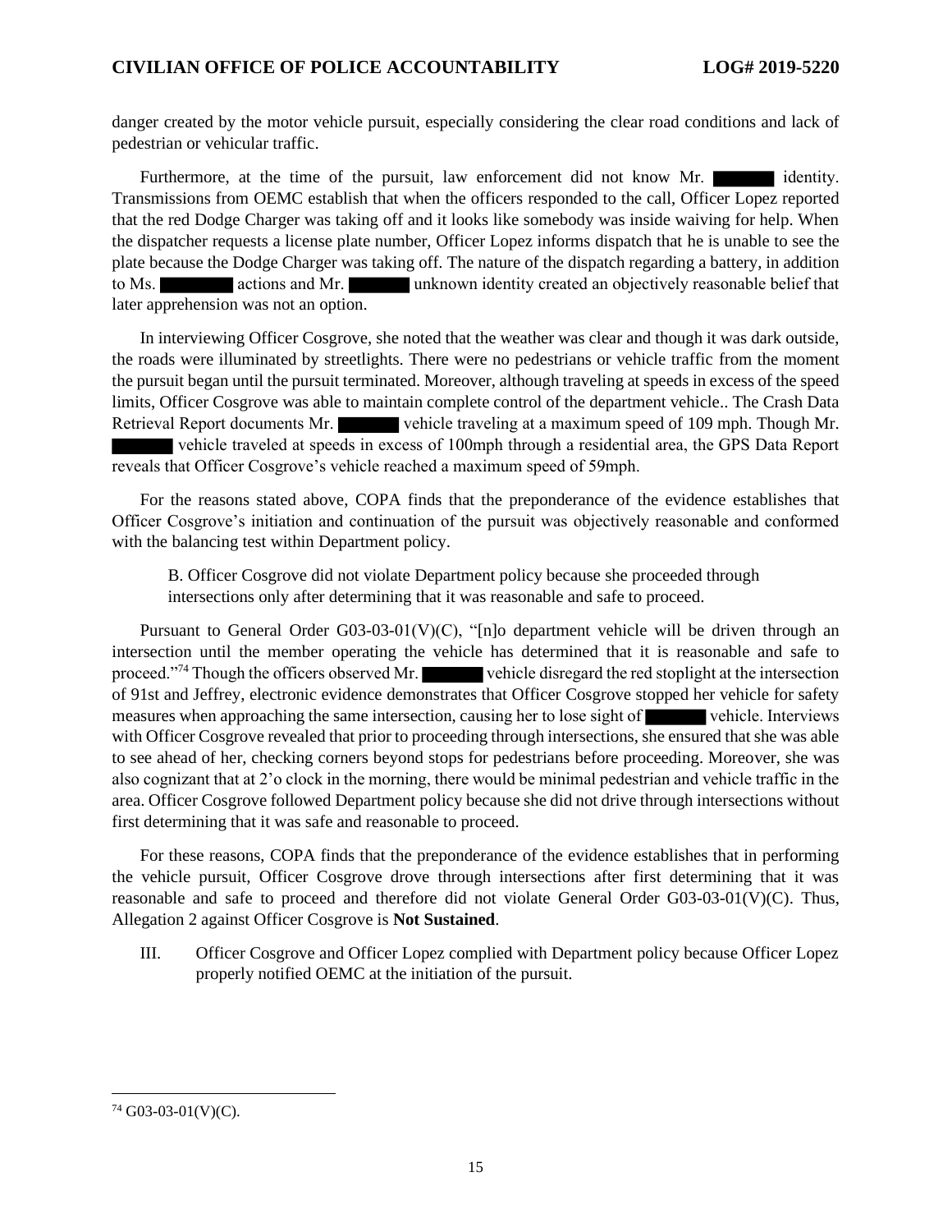danger created by the motor vehicle pursuit, especially considering the clear road conditions and lack of pedestrian or vehicular traffic.

Furthermore, at the time of the pursuit, law enforcement did not know Mr. ██████ identity. Transmissions from OEMC establish that when the officers responded to the call, Officer Lopez reported that the red Dodge Charger was taking off and it looks like somebody was inside waiving for help. When the dispatcher requests a license plate number, Officer Lopez informs dispatch that he is unable to see the plate because the Dodge Charger was taking off. The nature of the dispatch regarding a battery, in addition to Ms. ████████ actions and Mr. ██████ unknown identity created an objectively reasonable belief that later apprehension was not an option.

In interviewing Officer Cosgrove, she noted that the weather was clear and though it was dark outside, the roads were illuminated by streetlights. There were no pedestrians or vehicle traffic from the moment the pursuit began until the pursuit terminated. Moreover, although traveling at speeds in excess of the speed limits, Officer Cosgrove was able to maintain complete control of the department vehicle.. The Crash Data Retrieval Report documents Mr. ██████ vehicle traveling at a maximum speed of 109 mph. Though Mr. ██████ vehicle traveled at speeds in excess of 100mph through a residential area, the GPS Data Report reveals that Officer Cosgrove's vehicle reached a maximum speed of 59mph.

For the reasons stated above, COPA finds that the preponderance of the evidence establishes that Officer Cosgrove's initiation and continuation of the pursuit was objectively reasonable and conformed with the balancing test within Department policy.

B. Officer Cosgrove did not violate Department policy because she proceeded through intersections only after determining that it was reasonable and safe to proceed.

Pursuant to General Order G03-03-01(V)(C), "[n]o department vehicle will be driven through an intersection until the member operating the vehicle has determined that it is reasonable and safe to proceed."[74] Though the officers observed Mr. ██████ vehicle disregard the red stoplight at the intersection of 91st and Jeffrey, electronic evidence demonstrates that Officer Cosgrove stopped her vehicle for safety measures when approaching the same intersection, causing her to lose sight of ██████ vehicle. Interviews with Officer Cosgrove revealed that prior to proceeding through intersections, she ensured that she was able to see ahead of her, checking corners beyond stops for pedestrians before proceeding. Moreover, she was also cognizant that at 2'o clock in the morning, there would be minimal pedestrian and vehicle traffic in the area. Officer Cosgrove followed Department policy because she did not drive through intersections without first determining that it was safe and reasonable to proceed.

For these reasons, COPA finds that the preponderance of the evidence establishes that in performing the vehicle pursuit, Officer Cosgrove drove through intersections after first determining that it was reasonable and safe to proceed and therefore did not violate General Order G03-03-01(V)(C). Thus, Allegation 2 against Officer Cosgrove is **Not Sustained**.

III. Officer Cosgrove and Officer Lopez complied with Department policy because Officer Lopez properly notified OEMC at the initiation of the pursuit.

---

[74] G03-03-01(V)(C).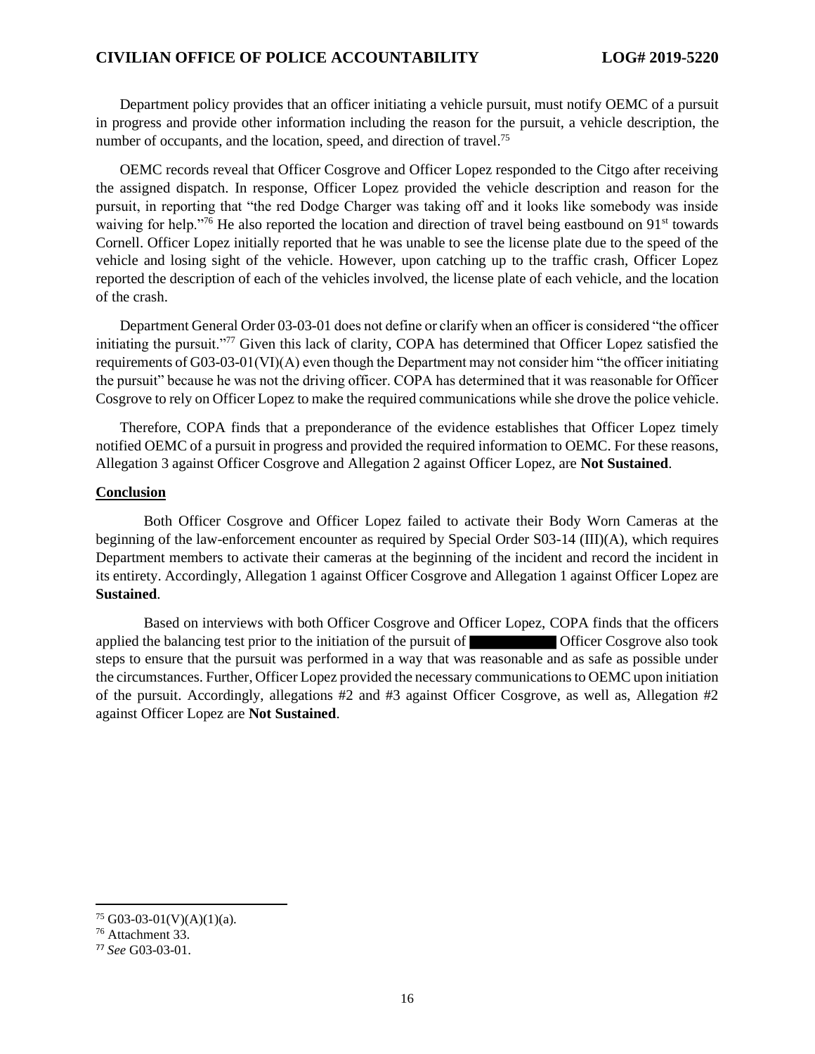Department policy provides that an officer initiating a vehicle pursuit, must notify OEMC of a pursuit in progress and provide other information including the reason for the pursuit, a vehicle description, the number of occupants, and the location, speed, and direction of travel.[75]

OEMC records reveal that Officer Cosgrove and Officer Lopez responded to the Citgo after receiving the assigned dispatch. In response, Officer Lopez provided the vehicle description and reason for the pursuit, in reporting that "the red Dodge Charger was taking off and it looks like somebody was inside waiving for help."[76] He also reported the location and direction of travel being eastbound on 91st towards Cornell. Officer Lopez initially reported that he was unable to see the license plate due to the speed of the vehicle and losing sight of the vehicle. However, upon catching up to the traffic crash, Officer Lopez reported the description of each of the vehicles involved, the license plate of each vehicle, and the location of the crash.

Department General Order 03-03-01 does not define or clarify when an officer is considered "the officer initiating the pursuit."[77] Given this lack of clarity, COPA has determined that Officer Lopez satisfied the requirements of G03-03-01(VI)(A) even though the Department may not consider him "the officer initiating the pursuit" because he was not the driving officer. COPA has determined that it was reasonable for Officer Cosgrove to rely on Officer Lopez to make the required communications while she drove the police vehicle.

Therefore, COPA finds that a preponderance of the evidence establishes that Officer Lopez timely notified OEMC of a pursuit in progress and provided the required information to OEMC. For these reasons, Allegation 3 against Officer Cosgrove and Allegation 2 against Officer Lopez, are **Not Sustained**.

**Conclusion**

Both Officer Cosgrove and Officer Lopez failed to activate their Body Worn Cameras at the beginning of the law-enforcement encounter as required by Special Order S03-14 (III)(A), which requires Department members to activate their cameras at the beginning of the incident and record the incident in its entirety. Accordingly, Allegation 1 against Officer Cosgrove and Allegation 1 against Officer Lopez are **Sustained**.

Based on interviews with both Officer Cosgrove and Officer Lopez, COPA finds that the officers applied the balancing test prior to the initiation of the pursuit of ██████████ Officer Cosgrove also took steps to ensure that the pursuit was performed in a way that was reasonable and as safe as possible under the circumstances. Further, Officer Lopez provided the necessary communications to OEMC upon initiation of the pursuit. Accordingly, allegations #2 and #3 against Officer Cosgrove, as well as, Allegation #2 against Officer Lopez are **Not Sustained**.

---

[75] G03-03-01(V)(A)(1)(a).

[76] Attachment 33.

[77] *See* G03-03-01.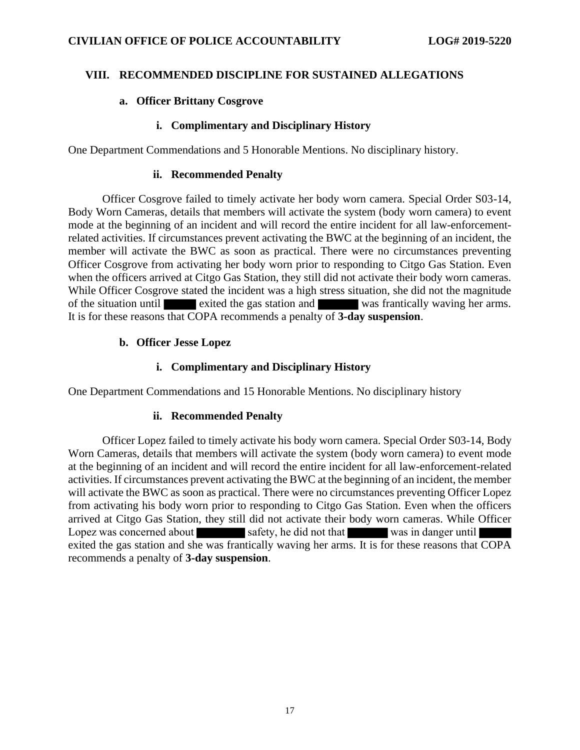## VIII. RECOMMENDED DISCIPLINE FOR SUSTAINED ALLEGATIONS

### a. Officer Brittany Cosgrove

#### i. Complimentary and Disciplinary History

One Department Commendations and 5 Honorable Mentions. No disciplinary history.

#### ii. Recommended Penalty

Officer Cosgrove failed to timely activate her body worn camera. Special Order S03-14, Body Worn Cameras, details that members will activate the system (body worn camera) to event mode at the beginning of an incident and will record the entire incident for all law-enforcement-related activities. If circumstances prevent activating the BWC at the beginning of an incident, the member will activate the BWC as soon as practical. There were no circumstances preventing Officer Cosgrove from activating her body worn prior to responding to Citgo Gas Station. Even when the officers arrived at Citgo Gas Station, they still did not activate their body worn cameras. While Officer Cosgrove stated the incident was a high stress situation, she did not the magnitude of the situation until ██████ exited the gas station and ██████ was frantically waving her arms. It is for these reasons that COPA recommends a penalty of **3-day suspension**.

### b. Officer Jesse Lopez

#### i. Complimentary and Disciplinary History

One Department Commendations and 15 Honorable Mentions. No disciplinary history

#### ii. Recommended Penalty

Officer Lopez failed to timely activate his body worn camera. Special Order S03-14, Body Worn Cameras, details that members will activate the system (body worn camera) to event mode at the beginning of an incident and will record the entire incident for all law-enforcement-related activities. If circumstances prevent activating the BWC at the beginning of an incident, the member will activate the BWC as soon as practical. There were no circumstances preventing Officer Lopez from activating his body worn prior to responding to Citgo Gas Station. Even when the officers arrived at Citgo Gas Station, they still did not activate their body worn cameras. While Officer Lopez was concerned about ██████ safety, he did not that ██████ was in danger until ██████ exited the gas station and she was frantically waving her arms. It is for these reasons that COPA recommends a penalty of **3-day suspension**.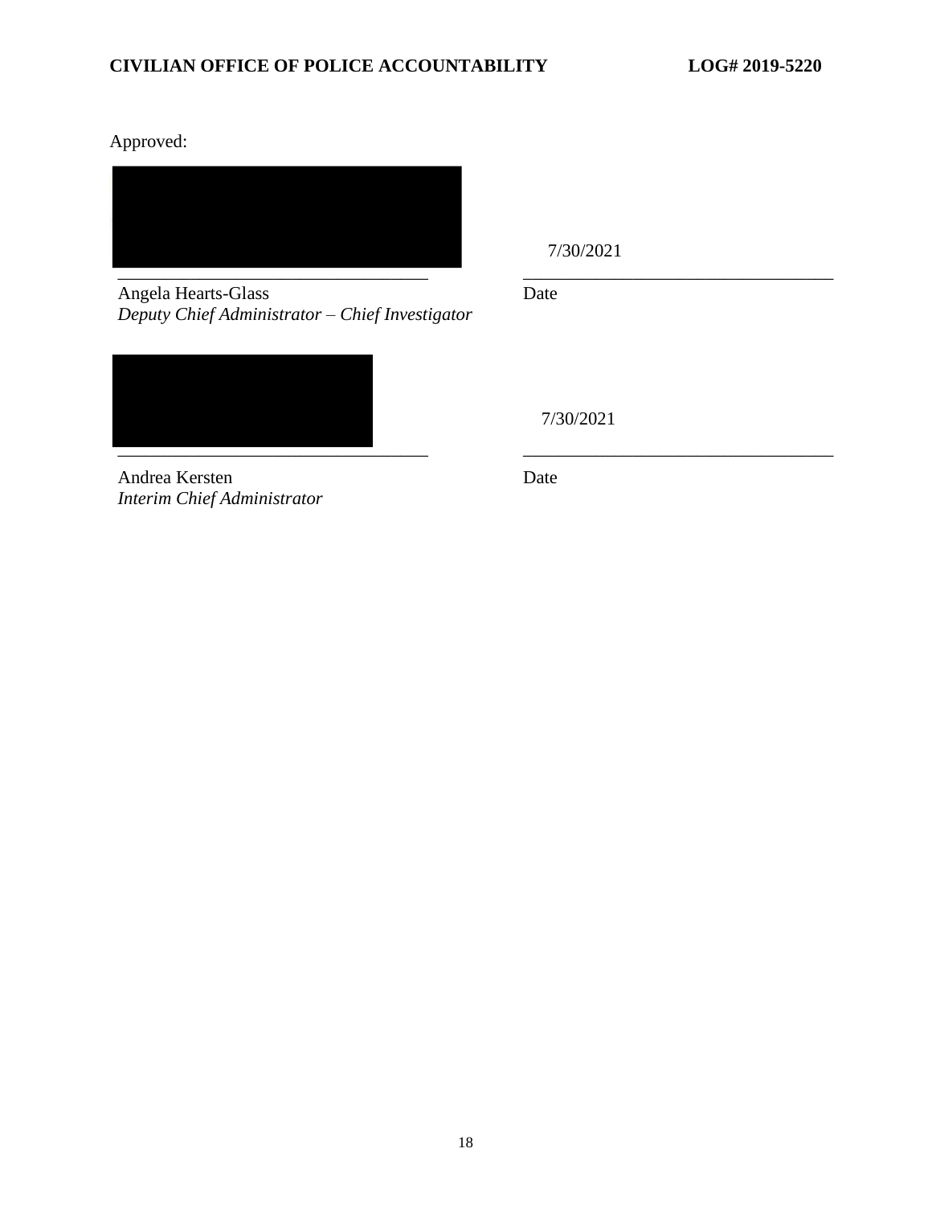Approved:

______________________________ 7/30/2021
______________________________

Angela Hearts-Glass
*Deputy Chief Administrator – Chief Investigator*

Date

______________________________ 7/30/2021
______________________________

Andrea Kersten
*Interim Chief Administrator*

Date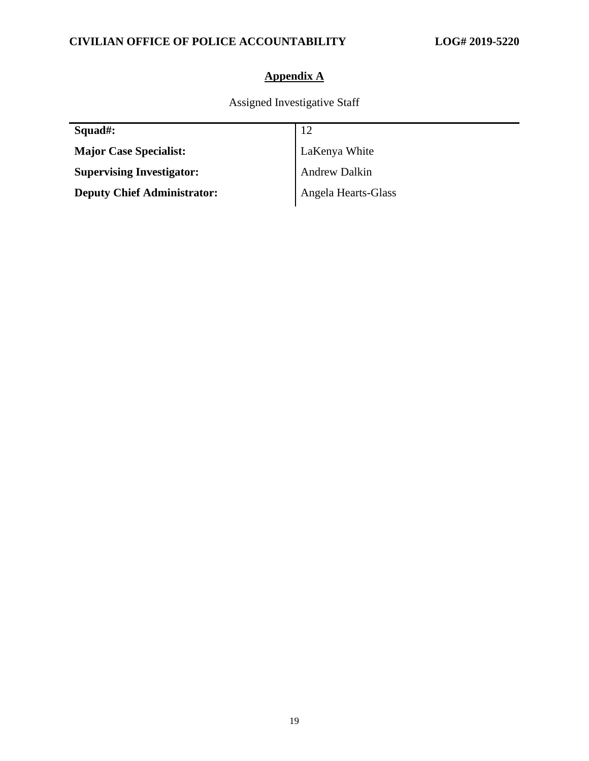## Appendix A

Assigned Investigative Staff

| | |
|---|---|
| **Squad#:** | 12 |
| **Major Case Specialist:** | LaKenya White |
| **Supervising Investigator:** | Andrew Dalkin |
| **Deputy Chief Administrator:** | Angela Hearts-Glass |